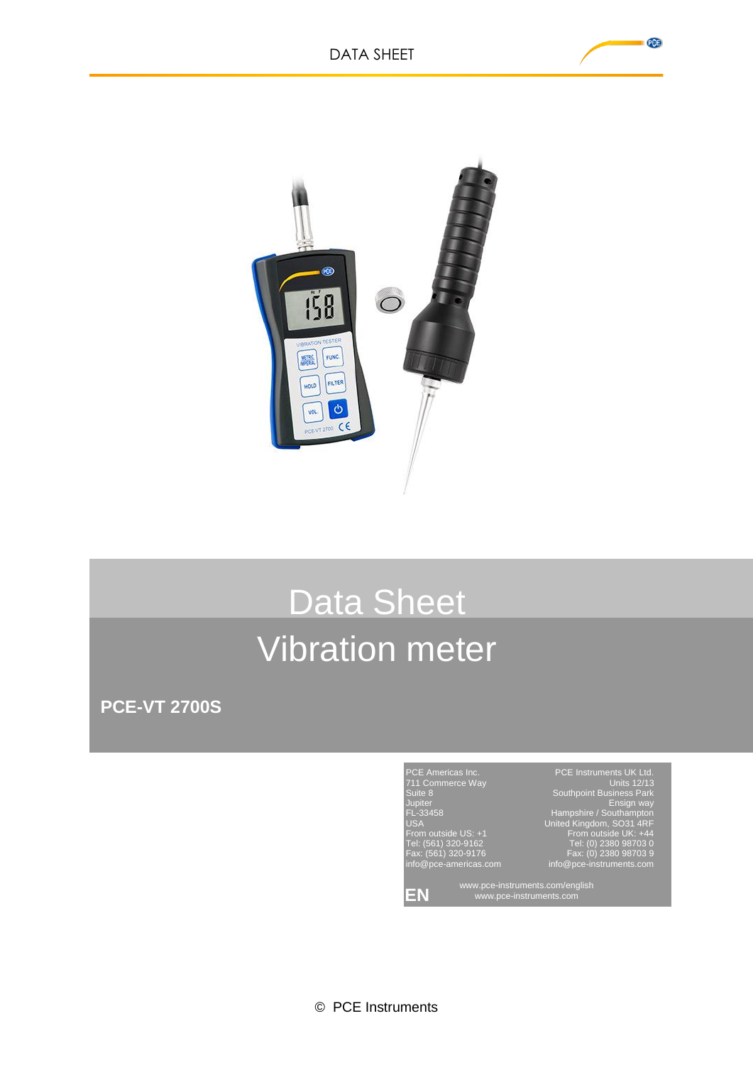# Data Sheet

# Vibration meter

**PCE-VT 2700S**

PCE Americas Inc.
711 Commerce Way
Suite 8
Jupiter
FL-33458
USA
From outside US: +1
Tel: (561) 320-9162
Fax: (561) 320-9176
info@pce-americas.com

PCE Instruments UK Ltd.
Units 12/13
Southpoint Business Park
Ensign way
Hampshire / Southampton
United Kingdom, SO31 4RF
From outside UK: +44
Tel: (0) 2380 98703 0
Fax: (0) 2380 98703 9
info@pce-instruments.com

www.pce-instruments.com/english
www.pce-instruments.com

**EN**

© PCE Instruments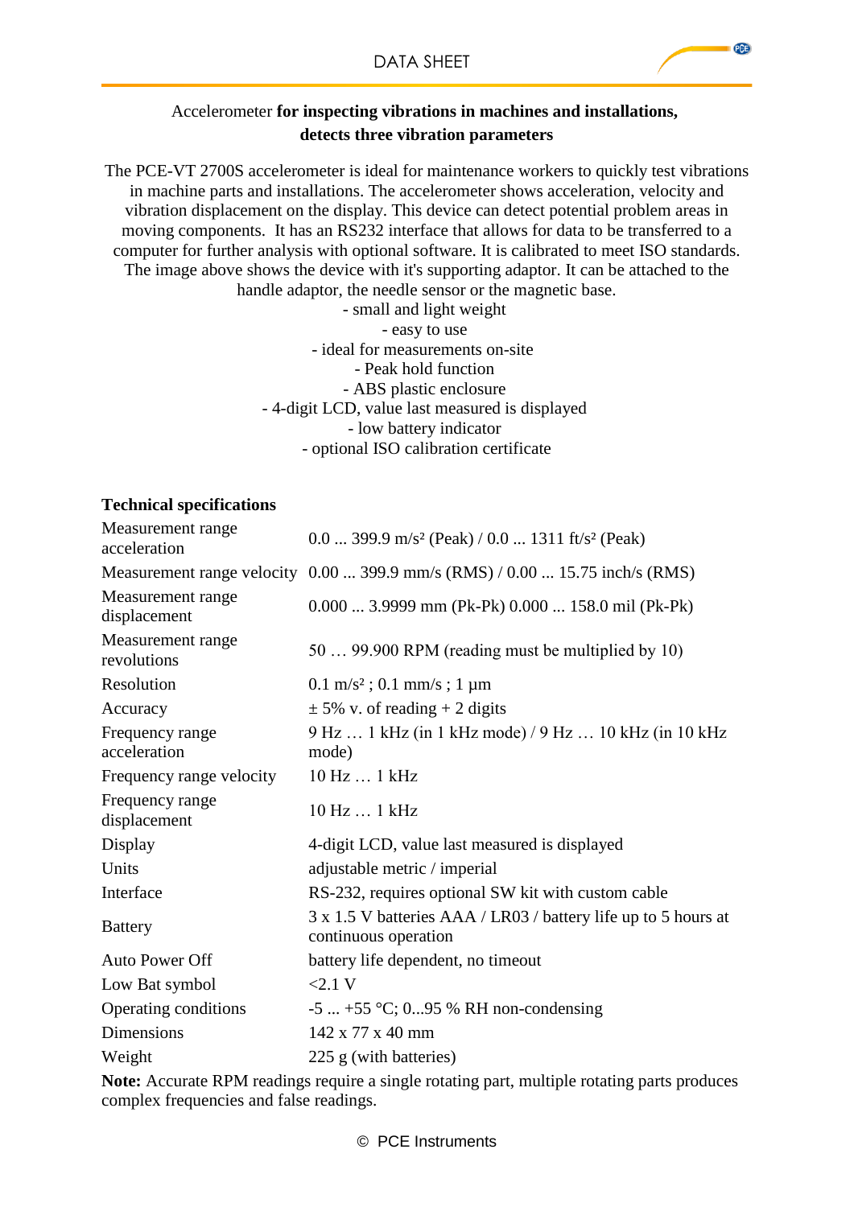Accelerometer **for inspecting vibrations in machines and installations, detects three vibration parameters**

The PCE-VT 2700S accelerometer is ideal for maintenance workers to quickly test vibrations in machine parts and installations. The accelerometer shows acceleration, velocity and vibration displacement on the display. This device can detect potential problem areas in moving components. It has an RS232 interface that allows for data to be transferred to a computer for further analysis with optional software. It is calibrated to meet ISO standards. The image above shows the device with it's supporting adaptor. It can be attached to the handle adaptor, the needle sensor or the magnetic base.

- small and light weight
- easy to use
- ideal for measurements on-site
- Peak hold function
- ABS plastic enclosure
- 4-digit LCD, value last measured is displayed
- low battery indicator
- optional ISO calibration certificate

**Technical specifications**

| | |
|---|---|
| Measurement range acceleration | 0.0 ... 399.9 m/s² (Peak) / 0.0 ... 1311 ft/s² (Peak) |
| Measurement range velocity | 0.00 ... 399.9 mm/s (RMS) / 0.00 ... 15.75 inch/s (RMS) |
| Measurement range displacement | 0.000 ... 3.9999 mm (Pk-Pk) 0.000 ... 158.0 mil (Pk-Pk) |
| Measurement range revolutions | 50 … 99.900 RPM (reading must be multiplied by 10) |
| Resolution | 0.1 m/s² ; 0.1 mm/s ; 1 µm |
| Accuracy | ± 5% v. of reading + 2 digits |
| Frequency range acceleration | 9 Hz … 1 kHz (in 1 kHz mode) / 9 Hz … 10 kHz (in 10 kHz mode) |
| Frequency range velocity | 10 Hz … 1 kHz |
| Frequency range displacement | 10 Hz … 1 kHz |
| Display | 4-digit LCD, value last measured is displayed |
| Units | adjustable metric / imperial |
| Interface | RS-232, requires optional SW kit with custom cable |
| Battery | 3 x 1.5 V batteries AAA / LR03 / battery life up to 5 hours at continuous operation |
| Auto Power Off | battery life dependent, no timeout |
| Low Bat symbol | <2.1 V |
| Operating conditions | -5 ... +55 °C; 0...95 % RH non-condensing |
| Dimensions | 142 x 77 x 40 mm |
| Weight | 225 g (with batteries) |

**Note:** Accurate RPM readings require a single rotating part, multiple rotating parts produces complex frequencies and false readings.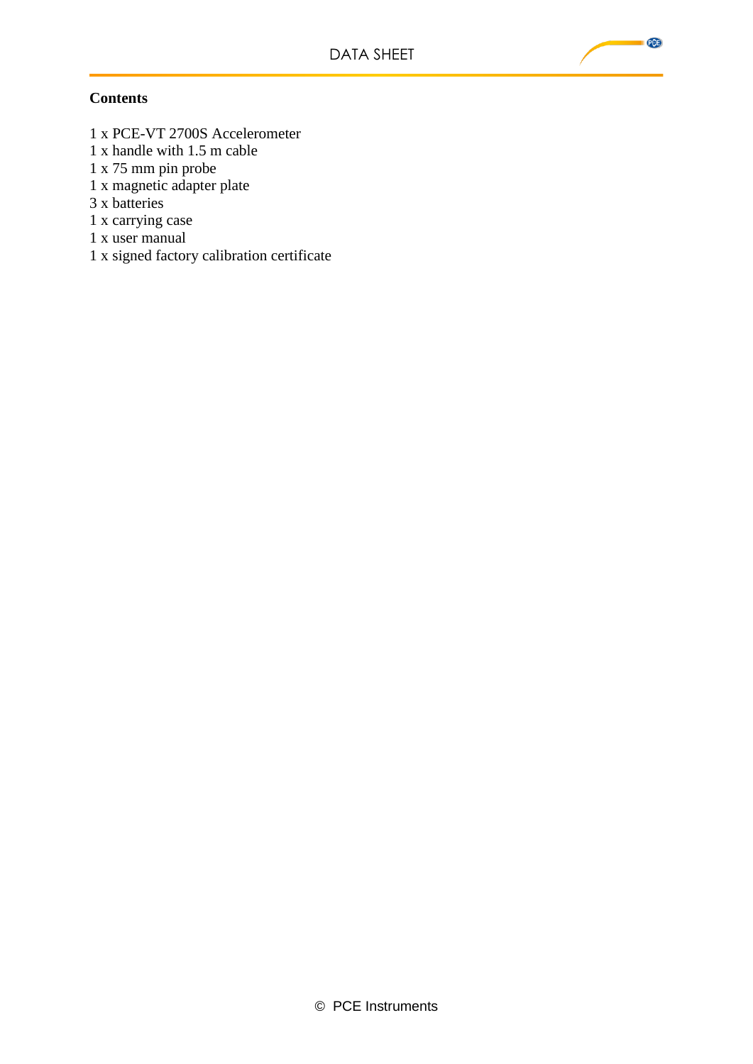**Contents**

1 x PCE-VT 2700S Accelerometer
1 x handle with 1.5 m cable
1 x 75 mm pin probe
1 x magnetic adapter plate
3 x batteries
1 x carrying case
1 x user manual
1 x signed factory calibration certificate